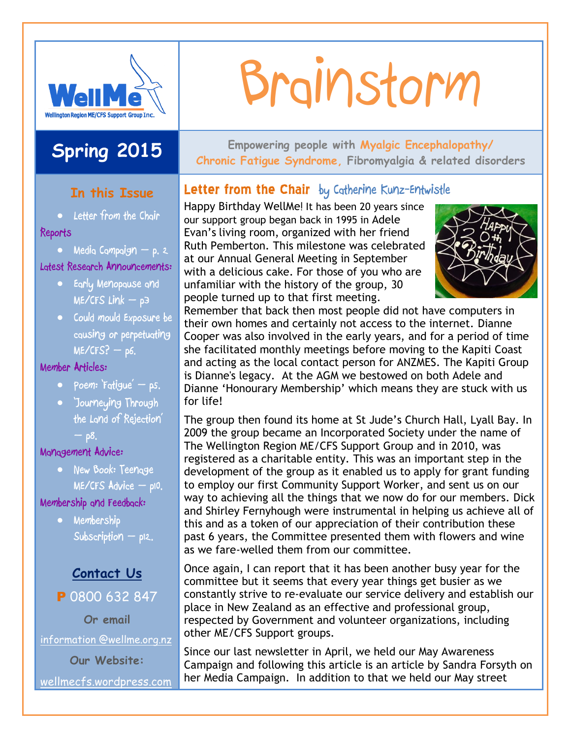WellMe
Wellington Region ME/CFS Support Group Inc.

# Brainstorm

**Spring 2015**

**Empowering people with Myalgic Encephalopathy/ Chronic Fatigue Syndrome, Fibromyalgia & related disorders**

## In this Issue

- Letter from the Chair

Reports

- Media Campaign — p. 2

Latest Research Announcements:

- Early Menopause and ME/CFS Link — p3
- Could mould Exposure be causing or perpetuating ME/CFS? — p6.

Member Articles:

- Poem: 'Fatigue' — p5.
- 'Journeying Through the Land of Rejection' — p8.

Management Advice:

- New Book: Teenage ME/CFS Advice — p10.

Membership and Feedback:

- Membership Subscription — p12.

## Contact Us

**P** 0800 632 847

**Or email**

information @wellme.org.nz

**Our Website:**

wellmecfs.wordpress.com

## Letter from the Chair by Catherine Kunz-Entwistle

Happy Birthday WellMe! It has been 20 years since our support group began back in 1995 in Adele Evan's living room, organized with her friend Ruth Pemberton. This milestone was celebrated at our Annual General Meeting in September with a delicious cake. For those of you who are unfamiliar with the history of the group, 30 people turned up to that first meeting. Remember that back then most people did not have computers in their own homes and certainly not access to the internet. Dianne Cooper was also involved in the early years, and for a period of time she facilitated monthly meetings before moving to the Kapiti Coast and acting as the local contact person for ANZMES. The Kapiti Group is Dianne's legacy. At the AGM we bestowed on both Adele and Dianne 'Honourary Membership' which means they are stuck with us for life!

The group then found its home at St Jude's Church Hall, Lyall Bay. In 2009 the group became an Incorporated Society under the name of The Wellington Region ME/CFS Support Group and in 2010, was registered as a charitable entity. This was an important step in the development of the group as it enabled us to apply for grant funding to employ our first Community Support Worker, and sent us on our way to achieving all the things that we now do for our members. Dick and Shirley Fernyhough were instrumental in helping us achieve all of this and as a token of our appreciation of their contribution these past 6 years, the Committee presented them with flowers and wine as we fare-welled them from our committee.

Once again, I can report that it has been another busy year for the committee but it seems that every year things get busier as we constantly strive to re-evaluate our service delivery and establish our place in New Zealand as an effective and professional group, respected by Government and volunteer organizations, including other ME/CFS Support groups.

Since our last newsletter in April, we held our May Awareness Campaign and following this article is an article by Sandra Forsyth on her Media Campaign. In addition to that we held our May street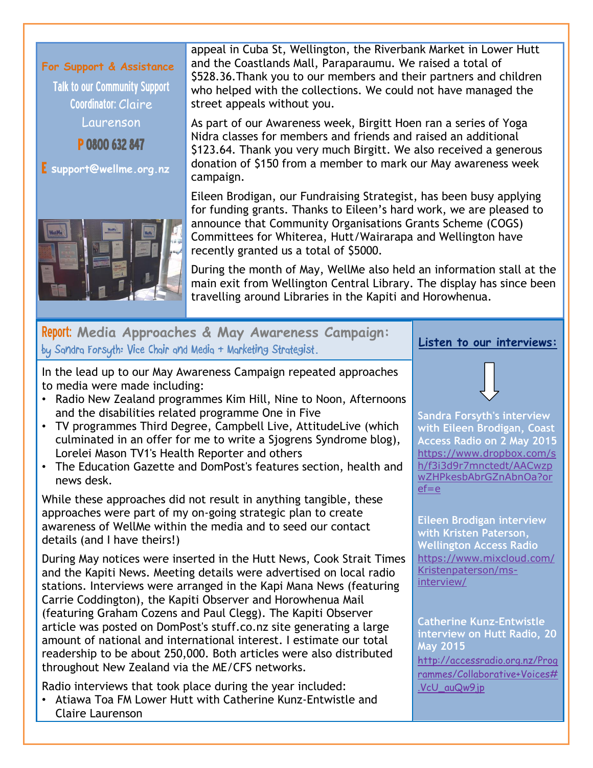**For Support & Assistance**

Talk to our Community Support Coordinator: Claire Laurenson

**P** 0800 632 847

**E** support@wellme.org.nz

appeal in Cuba St, Wellington, the Riverbank Market in Lower Hutt and the Coastlands Mall, Paraparaumu. We raised a total of $528.36.Thank you to our members and their partners and children who helped with the collections. We could not have managed the street appeals without you.

As part of our Awareness week, Birgitt Hoen ran a series of Yoga Nidra classes for members and friends and raised an additional $123.64. Thank you very much Birgitt. We also received a generous donation of $150 from a member to mark our May awareness week campaign.

Eileen Brodigan, our Fundraising Strategist, has been busy applying for funding grants. Thanks to Eileen's hard work, we are pleased to announce that Community Organisations Grants Scheme (COGS) Committees for Whiterea, Hutt/Wairarapa and Wellington have recently granted us a total of $5000.

During the month of May, WellMe also held an information stall at the main exit from Wellington Central Library. The display has since been travelling around Libraries in the Kapiti and Horowhenua.

## Report: Media Approaches & May Awareness Campaign:

*by Sandra Forsyth: Vice Chair and Media + Marketing Strategist.*

In the lead up to our May Awareness Campaign repeated approaches to media were made including:

- Radio New Zealand programmes Kim Hill, Nine to Noon, Afternoons and the disabilities related programme One in Five
- TV programmes Third Degree, Campbell Live, AttitudeLive (which culminated in an offer for me to write a Sjogrens Syndrome blog), Lorelei Mason TV1's Health Reporter and others
- The Education Gazette and DomPost's features section, health and news desk.

While these approaches did not result in anything tangible, these approaches were part of my on-going strategic plan to create awareness of WellMe within the media and to seed our contact details (and I have theirs!)

During May notices were inserted in the Hutt News, Cook Strait Times and the Kapiti News. Meeting details were advertised on local radio stations. Interviews were arranged in the Kapi Mana News (featuring Carrie Coddington), the Kapiti Observer and Horowhenua Mail (featuring Graham Cozens and Paul Clegg). The Kapiti Observer article was posted on DomPost's stuff.co.nz site generating a large amount of national and international interest. I estimate our total readership to be about 250,000. Both articles were also distributed throughout New Zealand via the ME/CFS networks.

Radio interviews that took place during the year included:

- Atiawa Toa FM Lower Hutt with Catherine Kunz-Entwistle and Claire Laurenson

**Listen to our interviews:**

**Sandra Forsyth's interview with Eileen Brodigan, Coast Access Radio on 2 May 2015**
https://www.dropbox.com/sh/f3i3d9r7mnctedt/AACwzpwZHPkesbAbrGZnAbnOa?oref=e

**Eileen Brodigan interview with Kristen Paterson, Wellington Access Radio**
https://www.mixcloud.com/Kristenpaterson/ms-interview/

**Catherine Kunz-Entwistle interview on Hutt Radio, 20 May 2015**
http://accessradio.org.nz/Programmes/Collaborative+Voices#.VcU_auQw9jp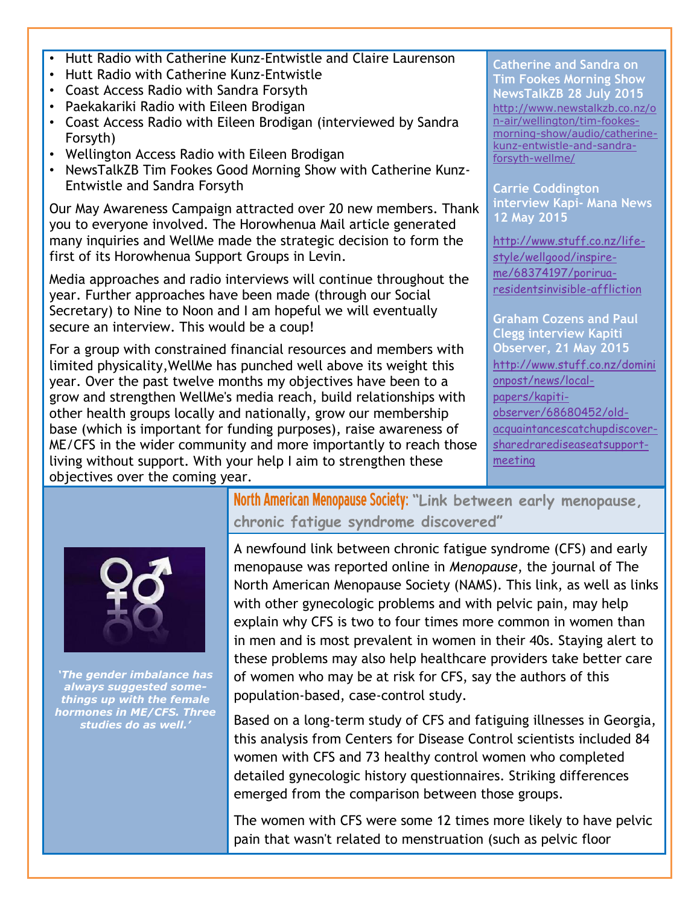- Hutt Radio with Catherine Kunz-Entwistle and Claire Laurenson
- Hutt Radio with Catherine Kunz-Entwistle
- Coast Access Radio with Sandra Forsyth
- Paekakariki Radio with Eileen Brodigan
- Coast Access Radio with Eileen Brodigan (interviewed by Sandra Forsyth)
- Wellington Access Radio with Eileen Brodigan
- NewsTalkZB Tim Fookes Good Morning Show with Catherine Kunz-Entwistle and Sandra Forsyth

Our May Awareness Campaign attracted over 20 new members. Thank you to everyone involved. The Horowhenua Mail article generated many inquiries and WellMe made the strategic decision to form the first of its Horowhenua Support Groups in Levin.

Media approaches and radio interviews will continue throughout the year. Further approaches have been made (through our Social Secretary) to Nine to Noon and I am hopeful we will eventually secure an interview. This would be a coup!

For a group with constrained financial resources and members with limited physicality,WellMe has punched well above its weight this year. Over the past twelve months my objectives have been to a grow and strengthen WellMe's media reach, build relationships with other health groups locally and nationally, grow our membership base (which is important for funding purposes), raise awareness of ME/CFS in the wider community and more importantly to reach those living without support. With your help I aim to strengthen these objectives over the coming year.

**Catherine and Sandra on Tim Fookes Morning Show NewsTalkZB 28 July 2015**
http://www.newstalkzb.co.nz/on-air/wellington/tim-fookes-morning-show/audio/catherine-kunz-entwistle-and-sandra-forsyth-wellme/

**Carrie Coddington interview Kapi- Mana News 12 May 2015**

http://www.stuff.co.nz/life-style/wellgood/inspire-me/68374197/porirua-residentsinvisible-affliction

**Graham Cozens and Paul Clegg interview Kapiti Observer, 21 May 2015**
http://www.stuff.co.nz/dominionpost/news/local-papers/kapiti-observer/68680452/old-acquaintancescatchupdiscover-sharedrarediseaseatsupport-meeting

## North American Menopause Society: "Link between early menopause, chronic fatigue syndrome discovered"

*'The gender imbalance has always suggested some-things up with the female hormones in ME/CFS. Three studies do as well.'*

A newfound link between chronic fatigue syndrome (CFS) and early menopause was reported online in *Menopause*, the journal of The North American Menopause Society (NAMS). This link, as well as links with other gynecologic problems and with pelvic pain, may help explain why CFS is two to four times more common in women than in men and is most prevalent in women in their 40s. Staying alert to these problems may also help healthcare providers take better care of women who may be at risk for CFS, say the authors of this population-based, case-control study.

Based on a long-term study of CFS and fatiguing illnesses in Georgia, this analysis from Centers for Disease Control scientists included 84 women with CFS and 73 healthy control women who completed detailed gynecologic history questionnaires. Striking differences emerged from the comparison between those groups.

The women with CFS were some 12 times more likely to have pelvic pain that wasn't related to menstruation (such as pelvic floor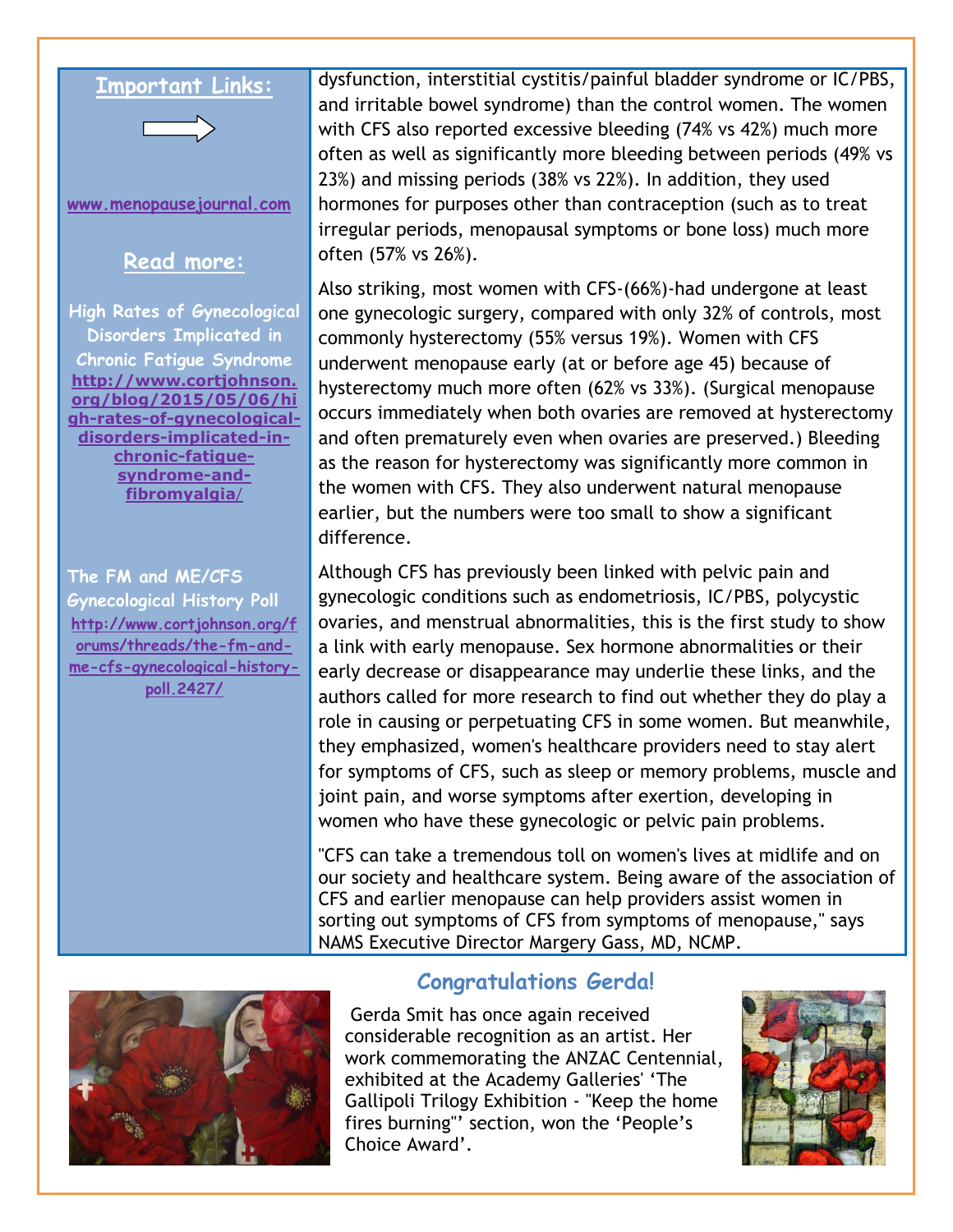dysfunction, interstitial cystitis/painful bladder syndrome or IC/PBS, and irritable bowel syndrome) than the control women. The women with CFS also reported excessive bleeding (74% vs 42%) much more often as well as significantly more bleeding between periods (49% vs 23%) and missing periods (38% vs 22%). In addition, they used hormones for purposes other than contraception (such as to treat irregular periods, menopausal symptoms or bone loss) much more often (57% vs 26%).

Also striking, most women with CFS-(66%)-had undergone at least one gynecologic surgery, compared with only 32% of controls, most commonly hysterectomy (55% versus 19%). Women with CFS underwent menopause early (at or before age 45) because of hysterectomy much more often (62% vs 33%). (Surgical menopause occurs immediately when both ovaries are removed at hysterectomy and often prematurely even when ovaries are preserved.) Bleeding as the reason for hysterectomy was significantly more common in the women with CFS. They also underwent natural menopause earlier, but the numbers were too small to show a significant difference.

Although CFS has previously been linked with pelvic pain and gynecologic conditions such as endometriosis, IC/PBS, polycystic ovaries, and menstrual abnormalities, this is the first study to show a link with early menopause. Sex hormone abnormalities or their early decrease or disappearance may underlie these links, and the authors called for more research to find out whether they do play a role in causing or perpetuating CFS in some women. But meanwhile, they emphasized, women's healthcare providers need to stay alert for symptoms of CFS, such as sleep or memory problems, muscle and joint pain, and worse symptoms after exertion, developing in women who have these gynecologic or pelvic pain problems.

"CFS can take a tremendous toll on women's lives at midlife and on our society and healthcare system. Being aware of the association of CFS and earlier menopause can help providers assist women in sorting out symptoms of CFS from symptoms of menopause," says NAMS Executive Director Margery Gass, MD, NCMP.

**Important Links:**

www.menopausejournal.com

**Read more:**

High Rates of Gynecological Disorders Implicated in Chronic Fatigue Syndrome
http://www.cortjohnson.org/blog/2015/05/06/high-rates-of-gynecological-disorders-implicated-in-chronic-fatigue-syndrome-and-fibromyalgia/

The FM and ME/CFS Gynecological History Poll
http://www.cortjohnson.org/forums/threads/the-fm-and-me-cfs-gynecological-history-poll.2427/

## Congratulations Gerda!

Gerda Smit has once again received considerable recognition as an artist. Her work commemorating the ANZAC Centennial, exhibited at the Academy Galleries' 'The Gallipoli Trilogy Exhibition - "Keep the home fires burning"' section, won the 'People's Choice Award'.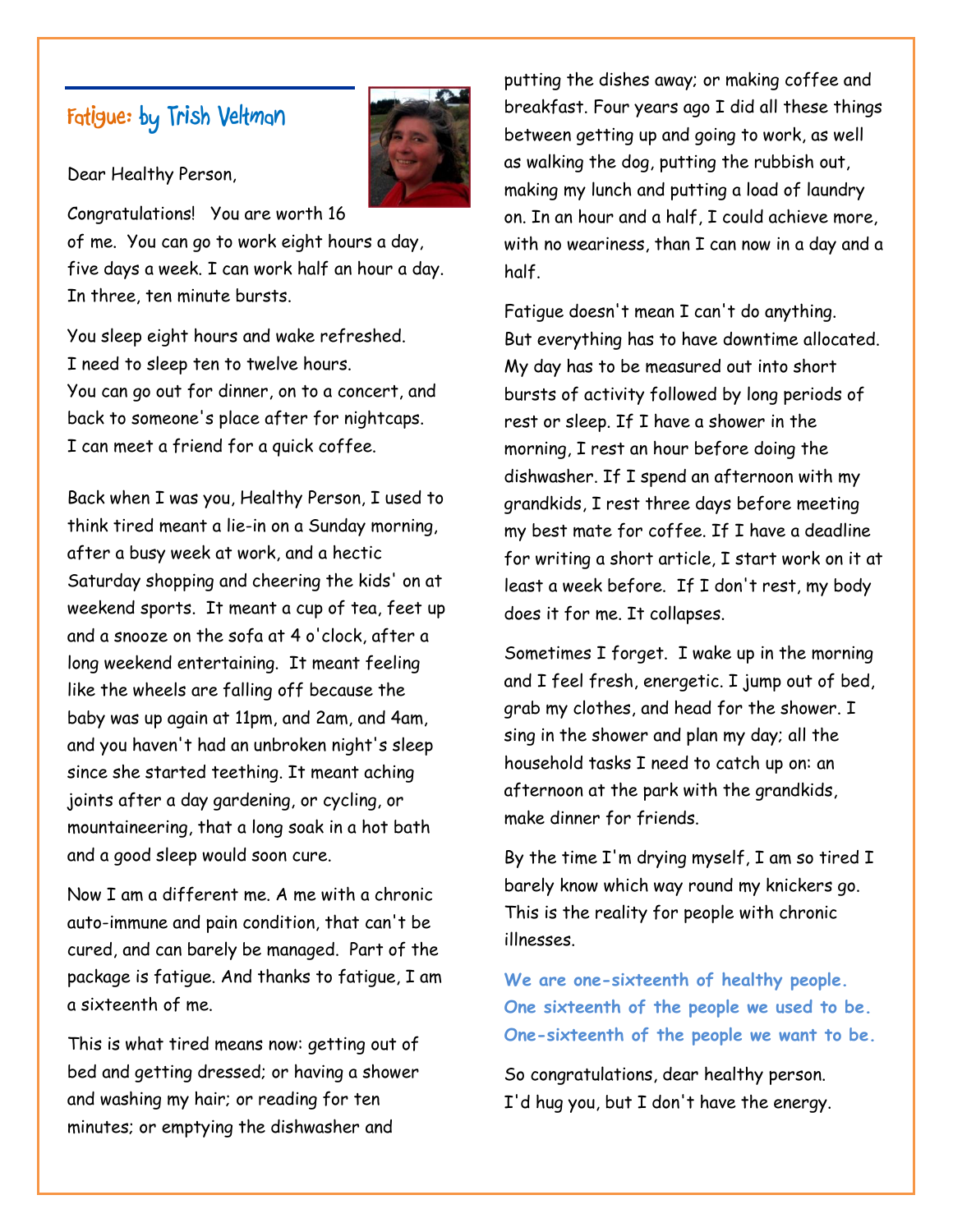## Fatigue: by Trish Veltman

Dear Healthy Person,

Congratulations! You are worth 16 of me. You can go to work eight hours a day, five days a week. I can work half an hour a day. In three, ten minute bursts.

You sleep eight hours and wake refreshed.
I need to sleep ten to twelve hours.
You can go out for dinner, on to a concert, and back to someone's place after for nightcaps.
I can meet a friend for a quick coffee.

Back when I was you, Healthy Person, I used to think tired meant a lie-in on a Sunday morning, after a busy week at work, and a hectic Saturday shopping and cheering the kids' on at weekend sports. It meant a cup of tea, feet up and a snooze on the sofa at 4 o'clock, after a long weekend entertaining. It meant feeling like the wheels are falling off because the baby was up again at 11pm, and 2am, and 4am, and you haven't had an unbroken night's sleep since she started teething. It meant aching joints after a day gardening, or cycling, or mountaineering, that a long soak in a hot bath and a good sleep would soon cure.

Now I am a different me. A me with a chronic auto-immune and pain condition, that can't be cured, and can barely be managed. Part of the package is fatigue. And thanks to fatigue, I am a sixteenth of me.

This is what tired means now: getting out of bed and getting dressed; or having a shower and washing my hair; or reading for ten minutes; or emptying the dishwasher and putting the dishes away; or making coffee and breakfast. Four years ago I did all these things between getting up and going to work, as well as walking the dog, putting the rubbish out, making my lunch and putting a load of laundry on. In an hour and a half, I could achieve more, with no weariness, than I can now in a day and a half.

Fatigue doesn't mean I can't do anything. But everything has to have downtime allocated. My day has to be measured out into short bursts of activity followed by long periods of rest or sleep. If I have a shower in the morning, I rest an hour before doing the dishwasher. If I spend an afternoon with my grandkids, I rest three days before meeting my best mate for coffee. If I have a deadline for writing a short article, I start work on it at least a week before. If I don't rest, my body does it for me. It collapses.

Sometimes I forget. I wake up in the morning and I feel fresh, energetic. I jump out of bed, grab my clothes, and head for the shower. I sing in the shower and plan my day; all the household tasks I need to catch up on: an afternoon at the park with the grandkids, make dinner for friends.

By the time I'm drying myself, I am so tired I barely know which way round my knickers go. This is the reality for people with chronic illnesses.

**We are one-sixteenth of healthy people.
One sixteenth of the people we used to be.
One-sixteenth of the people we want to be.**

So congratulations, dear healthy person.
I'd hug you, but I don't have the energy.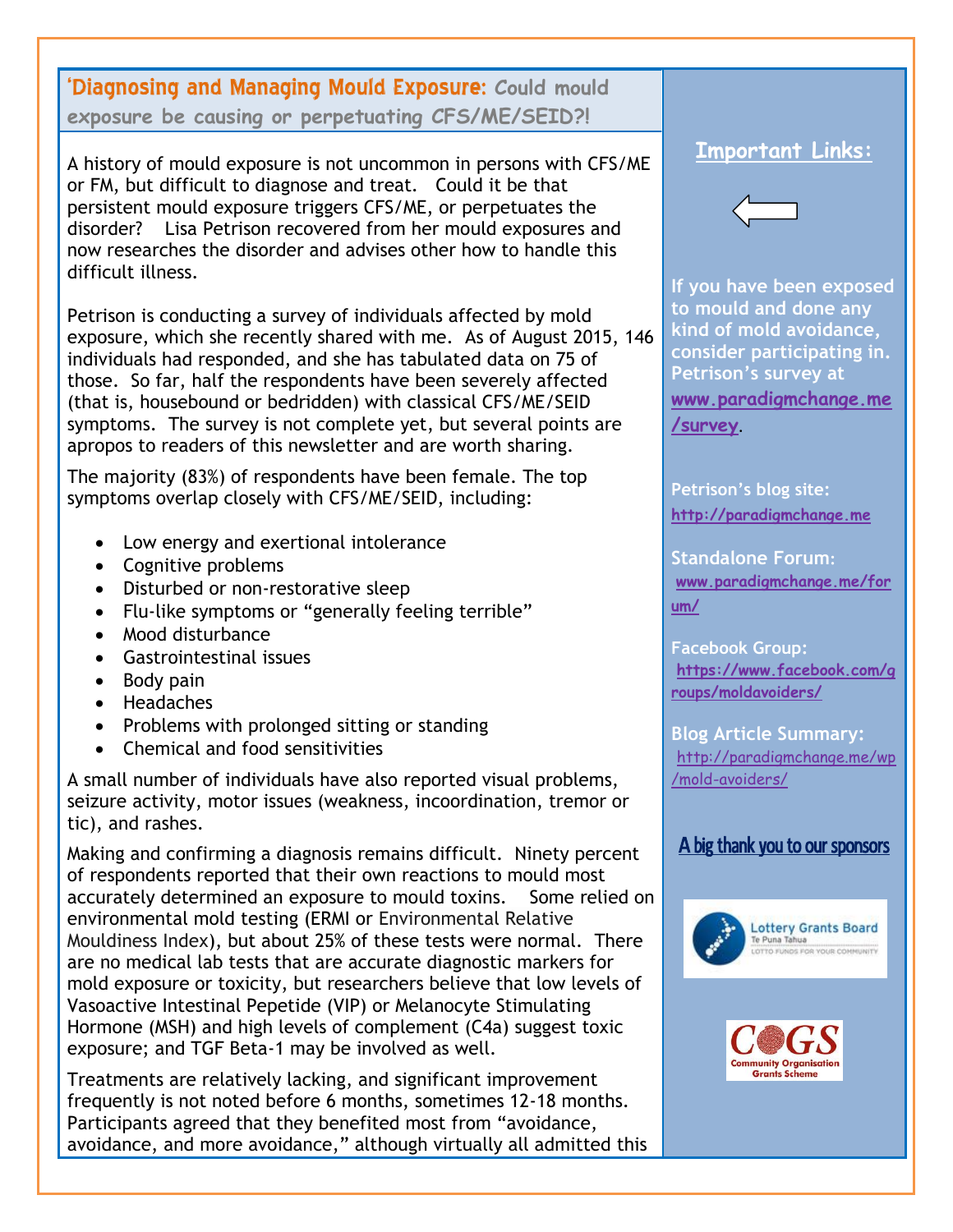## 'Diagnosing and Managing Mould Exposure: Could mould exposure be causing or perpetuating CFS/ME/SEID?!

A history of mould exposure is not uncommon in persons with CFS/ME or FM, but difficult to diagnose and treat. Could it be that persistent mould exposure triggers CFS/ME, or perpetuates the disorder? Lisa Petrison recovered from her mould exposures and now researches the disorder and advises other how to handle this difficult illness.

Petrison is conducting a survey of individuals affected by mold exposure, which she recently shared with me. As of August 2015, 146 individuals had responded, and she has tabulated data on 75 of those. So far, half the respondents have been severely affected (that is, housebound or bedridden) with classical CFS/ME/SEID symptoms. The survey is not complete yet, but several points are apropos to readers of this newsletter and are worth sharing.

The majority (83%) of respondents have been female. The top symptoms overlap closely with CFS/ME/SEID, including:

- Low energy and exertional intolerance
- Cognitive problems
- Disturbed or non-restorative sleep
- Flu-like symptoms or "generally feeling terrible"
- Mood disturbance
- Gastrointestinal issues
- Body pain
- Headaches
- Problems with prolonged sitting or standing
- Chemical and food sensitivities

A small number of individuals have also reported visual problems, seizure activity, motor issues (weakness, incoordination, tremor or tic), and rashes.

Making and confirming a diagnosis remains difficult. Ninety percent of respondents reported that their own reactions to mould most accurately determined an exposure to mould toxins. Some relied on environmental mold testing (ERMI or Environmental Relative Mouldiness Index), but about 25% of these tests were normal. There are no medical lab tests that are accurate diagnostic markers for mold exposure or toxicity, but researchers believe that low levels of Vasoactive Intestinal Pepetide (VIP) or Melanocyte Stimulating Hormone (MSH) and high levels of complement (C4a) suggest toxic exposure; and TGF Beta-1 may be involved as well.

Treatments are relatively lacking, and significant improvement frequently is not noted before 6 months, sometimes 12-18 months. Participants agreed that they benefited most from "avoidance, avoidance, and more avoidance," although virtually all admitted this

### Important Links:

If you have been exposed to mould and done any kind of mold avoidance, consider participating in. Petrison's survey at **www.paradigmchange.me/survey**.

Petrison's blog site: **http://paradigmchange.me**

Standalone Forum: **www.paradigmchange.me/forum/**

Facebook Group: **https://www.facebook.com/groups/moldavoiders/**

Blog Article Summary: http://paradigmchange.me/wp/mold-avoiders/

**A big thank you to our sponsors**

Lottery Grants Board
Te Puna Tahua
LOTTO FUNDS FOR YOUR COMMUNITY

COGS
Community Organisation Grants Scheme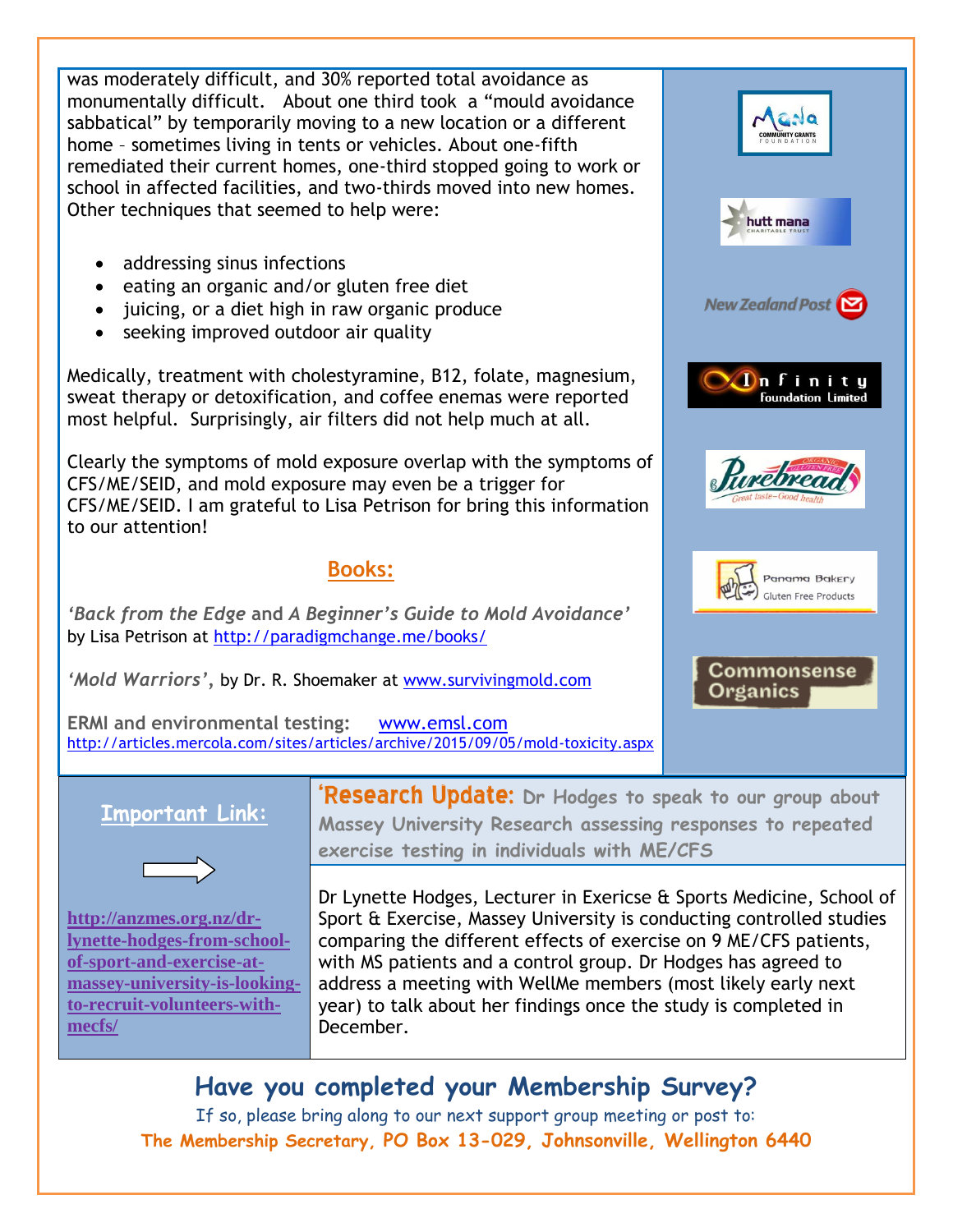was moderately difficult, and 30% reported total avoidance as monumentally difficult. About one third took a "mould avoidance sabbatical" by temporarily moving to a new location or a different home – sometimes living in tents or vehicles. About one-fifth remediated their current homes, one-third stopped going to work or school in affected facilities, and two-thirds moved into new homes. Other techniques that seemed to help were:

- addressing sinus infections
- eating an organic and/or gluten free diet
- juicing, or a diet high in raw organic produce
- seeking improved outdoor air quality

Medically, treatment with cholestyramine, B12, folate, magnesium, sweat therapy or detoxification, and coffee enemas were reported most helpful. Surprisingly, air filters did not help much at all.

Clearly the symptoms of mold exposure overlap with the symptoms of CFS/ME/SEID, and mold exposure may even be a trigger for CFS/ME/SEID. I am grateful to Lisa Petrison for bring this information to our attention!

## Books:

*'Back from the Edge* **and** *A Beginner's Guide to Mold Avoidance'* by Lisa Petrison at http://paradigmchange.me/books/

*'Mold Warriors'*, by Dr. R. Shoemaker at www.survivingmold.com

**ERMI and environmental testing:** www.emsl.com
http://articles.mercola.com/sites/articles/archive/2015/09/05/mold-toxicity.aspx

Mana Community Grants Foundation
hutt mana Charitable Trust
New Zealand Post
Infinity Foundation Limited
Purebread – Great taste–Good health
Panama Bakery Gluten Free Products
Commonsense Organics

## Important Link:

http://anzmes.org.nz/dr-lynette-hodges-from-school-of-sport-and-exercise-at-massey-university-is-looking-to-recruit-volunteers-with-mecfs/

## 'Research Update: Dr Hodges to speak to our group about Massey University Research assessing responses to repeated exercise testing in individuals with ME/CFS

Dr Lynette Hodges, Lecturer in Exercise & Sports Medicine, School of Sport & Exercise, Massey University is conducting controlled studies comparing the different effects of exercise on 9 ME/CFS patients, with MS patients and a control group. Dr Hodges has agreed to address a meeting with WellMe members (most likely early next year) to talk about her findings once the study is completed in December.

## Have you completed your Membership Survey?

If so, please bring along to our next support group meeting or post to:
**The Membership Secretary, PO Box 13-029, Johnsonville, Wellington 6440**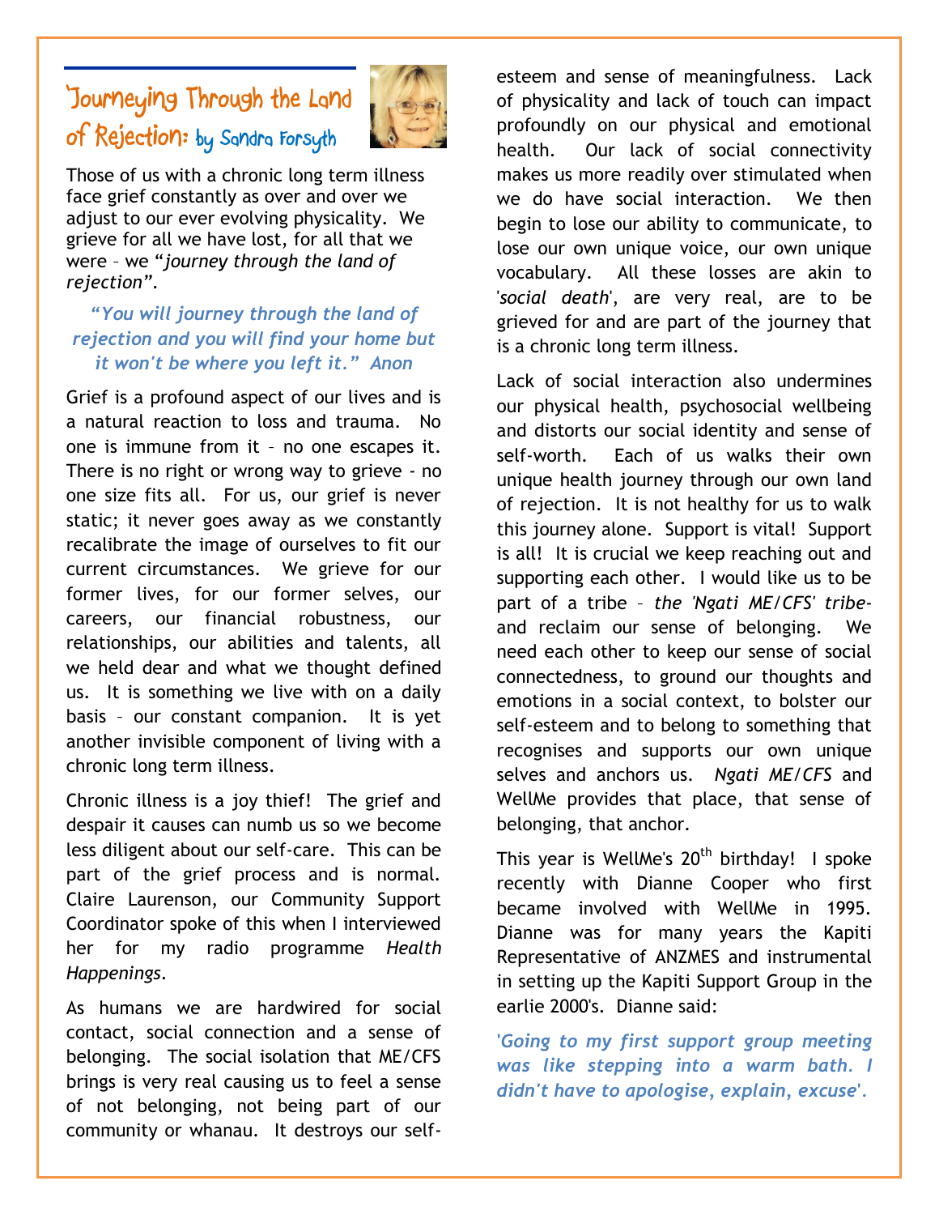## 'Journeying Through the Land of Rejection: by Sandra Forsyth

Those of us with a chronic long term illness face grief constantly as over and over we adjust to our ever evolving physicality. We grieve for all we have lost, for all that we were – we "*journey through the land of rejection*".

***"You will journey through the land of rejection and you will find your home but it won't be where you left it." Anon***

Grief is a profound aspect of our lives and is a natural reaction to loss and trauma. No one is immune from it – no one escapes it. There is no right or wrong way to grieve - no one size fits all. For us, our grief is never static; it never goes away as we constantly recalibrate the image of ourselves to fit our current circumstances. We grieve for our former lives, for our former selves, our careers, our financial robustness, our relationships, our abilities and talents, all we held dear and what we thought defined us. It is something we live with on a daily basis – our constant companion. It is yet another invisible component of living with a chronic long term illness.

Chronic illness is a joy thief! The grief and despair it causes can numb us so we become less diligent about our self-care. This can be part of the grief process and is normal. Claire Laurenson, our Community Support Coordinator spoke of this when I interviewed her for my radio programme *Health Happenings*.

As humans we are hardwired for social contact, social connection and a sense of belonging. The social isolation that ME/CFS brings is very real causing us to feel a sense of not belonging, not being part of our community or whanau. It destroys our self-esteem and sense of meaningfulness. Lack of physicality and lack of touch can impact profoundly on our physical and emotional health. Our lack of social connectivity makes us more readily over stimulated when we do have social interaction. We then begin to lose our ability to communicate, to lose our own unique voice, our own unique vocabulary. All these losses are akin to '*social death*', are very real, are to be grieved for and are part of the journey that is a chronic long term illness.

Lack of social interaction also undermines our physical health, psychosocial wellbeing and distorts our social identity and sense of self-worth. Each of us walks their own unique health journey through our own land of rejection. It is not healthy for us to walk this journey alone. Support is vital! Support is all! It is crucial we keep reaching out and supporting each other. I would like us to be part of a tribe – *the 'Ngati ME/CFS' tribe*- and reclaim our sense of belonging. We need each other to keep our sense of social connectedness, to ground our thoughts and emotions in a social context, to bolster our self-esteem and to belong to something that recognises and supports our own unique selves and anchors us. *Ngati ME/CFS* and WellMe provides that place, that sense of belonging, that anchor.

This year is WellMe's 20th birthday! I spoke recently with Dianne Cooper who first became involved with WellMe in 1995. Dianne was for many years the Kapiti Representative of ANZMES and instrumental in setting up the Kapiti Support Group in the earlie 2000's. Dianne said:

***'Going to my first support group meeting was like stepping into a warm bath. I didn't have to apologise, explain, excuse'.***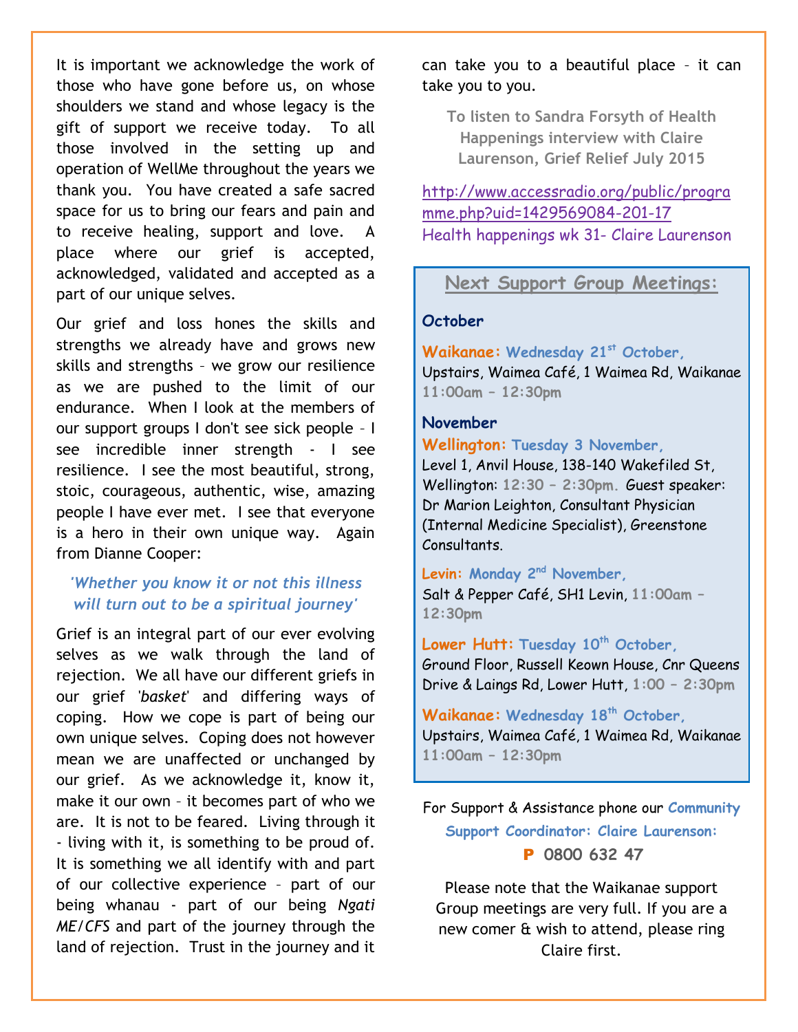It is important we acknowledge the work of those who have gone before us, on whose shoulders we stand and whose legacy is the gift of support we receive today. To all those involved in the setting up and operation of WellMe throughout the years we thank you. You have created a safe sacred space for us to bring our fears and pain and to receive healing, support and love. A place where our grief is accepted, acknowledged, validated and accepted as a part of our unique selves.

Our grief and loss hones the skills and strengths we already have and grows new skills and strengths – we grow our resilience as we are pushed to the limit of our endurance. When I look at the members of our support groups I don't see sick people – I see incredible inner strength - I see resilience. I see the most beautiful, strong, stoic, courageous, authentic, wise, amazing people I have ever met. I see that everyone is a hero in their own unique way. Again from Dianne Cooper:

*'Whether you know it or not this illness will turn out to be a spiritual journey'*

Grief is an integral part of our ever evolving selves as we walk through the land of rejection. We all have our different griefs in our grief '*basket*' and differing ways of coping. How we cope is part of being our own unique selves. Coping does not however mean we are unaffected or unchanged by our grief. As we acknowledge it, know it, make it our own – it becomes part of who we are. It is not to be feared. Living through it - living with it, is something to be proud of. It is something we all identify with and part of our collective experience – part of our being whanau - part of our being *Ngati ME/CFS* and part of the journey through the land of rejection. Trust in the journey and it can take you to a beautiful place – it can take you to you.

**To listen to Sandra Forsyth of Health Happenings interview with Claire Laurenson, Grief Relief July 2015**

http://www.accessradio.org/public/programme.php?uid=1429569084-201-17
Health happenings wk 31- Claire Laurenson

## Next Support Group Meetings:

**October**

**Waikanae: Wednesday 21st October,**
Upstairs, Waimea Café, 1 Waimea Rd, Waikanae
**11:00am – 12:30pm**

**November**

**Wellington: Tuesday 3 November,**
Level 1, Anvil House, 138-140 Wakefiled St, Wellington: **12:30 – 2:30pm.** Guest speaker: Dr Marion Leighton, Consultant Physician (Internal Medicine Specialist), Greenstone Consultants.

**Levin: Monday 2nd November,**
Salt & Pepper Café, SH1 Levin, **11:00am – 12:30pm**

**Lower Hutt: Tuesday 10th October,**
Ground Floor, Russell Keown House, Cnr Queens Drive & Laings Rd, Lower Hutt, **1:00 – 2:30pm**

**Waikanae: Wednesday 18th October,**
Upstairs, Waimea Café, 1 Waimea Rd, Waikanae
**11:00am – 12:30pm**

For Support & Assistance phone our **Community Support Coordinator: Claire Laurenson:**
**P 0800 632 47**

Please note that the Waikanae support Group meetings are very full. If you are a new comer & wish to attend, please ring Claire first.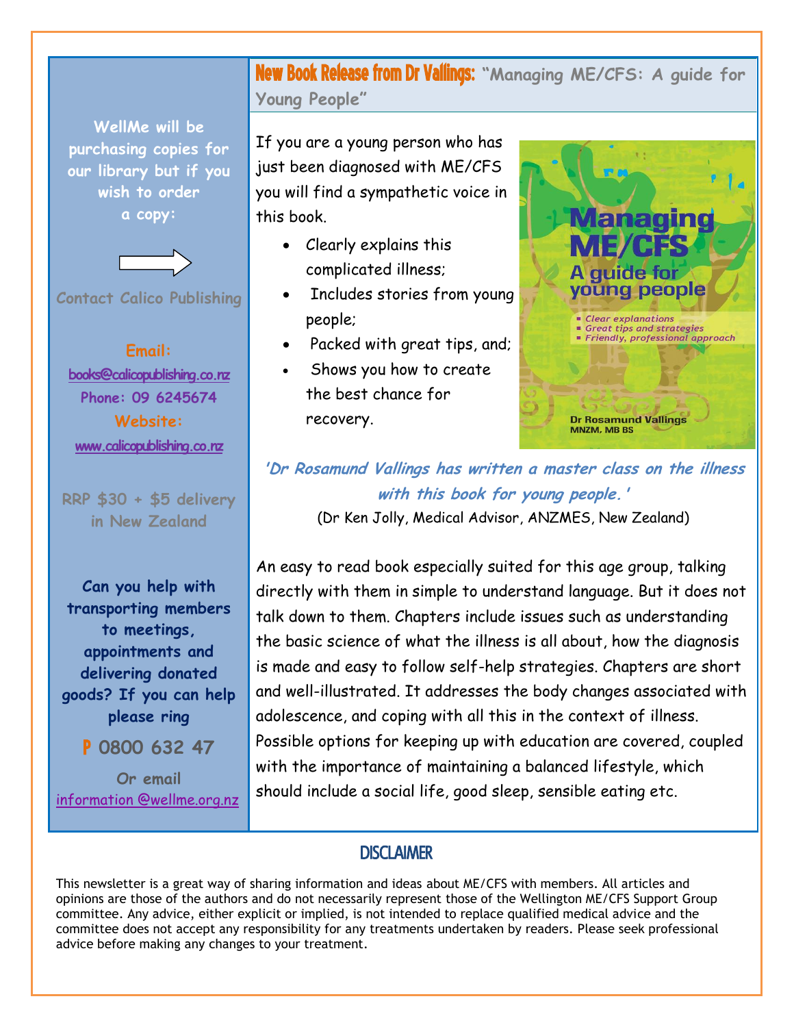## New Book Release from Dr Vallings: "Managing ME/CFS: A guide for Young People"

If you are a young person who has just been diagnosed with ME/CFS you will find a sympathetic voice in this book.

- Clearly explains this complicated illness;
- Includes stories from young people;
- Packed with great tips, and;
- Shows you how to create the best chance for recovery.

*'Dr Rosamund Vallings has written a master class on the illness with this book for young people.'*

(Dr Ken Jolly, Medical Advisor, ANZMES, New Zealand)

An easy to read book especially suited for this age group, talking directly with them in simple to understand language. But it does not talk down to them. Chapters include issues such as understanding the basic science of what the illness is all about, how the diagnosis is made and easy to follow self-help strategies. Chapters are short and well-illustrated. It addresses the body changes associated with adolescence, and coping with all this in the context of illness. Possible options for keeping up with education are covered, coupled with the importance of maintaining a balanced lifestyle, which should include a social life, good sleep, sensible eating etc.

**WellMe will be purchasing copies for our library but if you wish to order a copy:**

Contact Calico Publishing

**Email:** books@calicopublishing.co.nz

Phone: 09 6245674

**Website:** www.calicopublishing.co.nz

RRP $30 + $5 delivery in New Zealand

**Can you help with transporting members to meetings, appointments and delivering donated goods? If you can help please ring**

**P 0800 632 47**

Or email information @wellme.org.nz

## DISCLAIMER

This newsletter is a great way of sharing information and ideas about ME/CFS with members. All articles and opinions are those of the authors and do not necessarily represent those of the Wellington ME/CFS Support Group committee. Any advice, either explicit or implied, is not intended to replace qualified medical advice and the committee does not accept any responsibility for any treatments undertaken by readers. Please seek professional advice before making any changes to your treatment.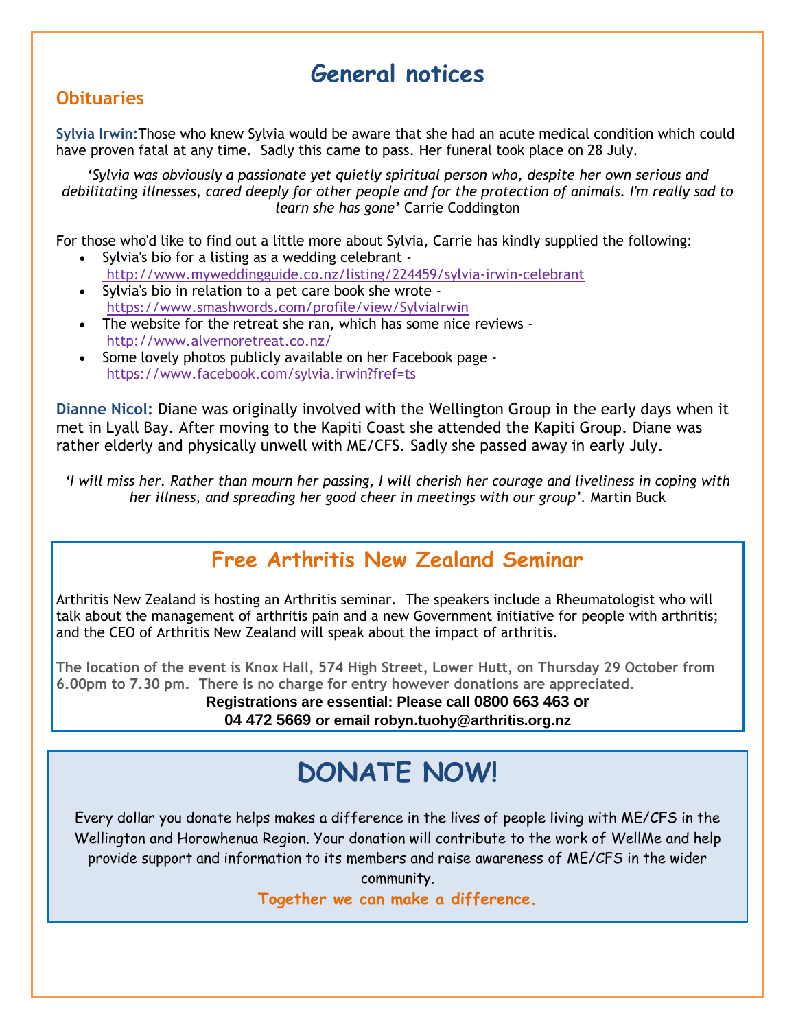# General notices

## Obituaries

**Sylvia Irwin:** Those who knew Sylvia would be aware that she had an acute medical condition which could have proven fatal at any time. Sadly this came to pass. Her funeral took place on 28 July.

*'Sylvia was obviously a passionate yet quietly spiritual person who, despite her own serious and debilitating illnesses, cared deeply for other people and for the protection of animals. I'm really sad to learn she has gone'* Carrie Coddington

For those who'd like to find out a little more about Sylvia, Carrie has kindly supplied the following:

- Sylvia's bio for a listing as a wedding celebrant - http://www.myweddingguide.co.nz/listing/224459/sylvia-irwin-celebrant
- Sylvia's bio in relation to a pet care book she wrote - https://www.smashwords.com/profile/view/SylviaIrwin
- The website for the retreat she ran, which has some nice reviews - http://www.alvernoretreat.co.nz/
- Some lovely photos publicly available on her Facebook page - https://www.facebook.com/sylvia.irwin?fref=ts

**Dianne Nicol:** Diane was originally involved with the Wellington Group in the early days when it met in Lyall Bay. After moving to the Kapiti Coast she attended the Kapiti Group. Diane was rather elderly and physically unwell with ME/CFS. Sadly she passed away in early July.

*'I will miss her. Rather than mourn her passing, I will cherish her courage and liveliness in coping with her illness, and spreading her good cheer in meetings with our group'.* Martin Buck

## Free Arthritis New Zealand Seminar

Arthritis New Zealand is hosting an Arthritis seminar. The speakers include a Rheumatologist who will talk about the management of arthritis pain and a new Government initiative for people with arthritis; and the CEO of Arthritis New Zealand will speak about the impact of arthritis.

**The location of the event is Knox Hall, 574 High Street, Lower Hutt, on Thursday 29 October from 6.00pm to 7.30 pm. There is no charge for entry however donations are appreciated.**

**Registrations are essential: Please call 0800 663 463 or 04 472 5669 or email robyn.tuohy@arthritis.org.nz**

## DONATE NOW!

Every dollar you donate helps makes a difference in the lives of people living with ME/CFS in the Wellington and Horowhenua Region. Your donation will contribute to the work of WellMe and help provide support and information to its members and raise awareness of ME/CFS in the wider community.

**Together we can make a difference.**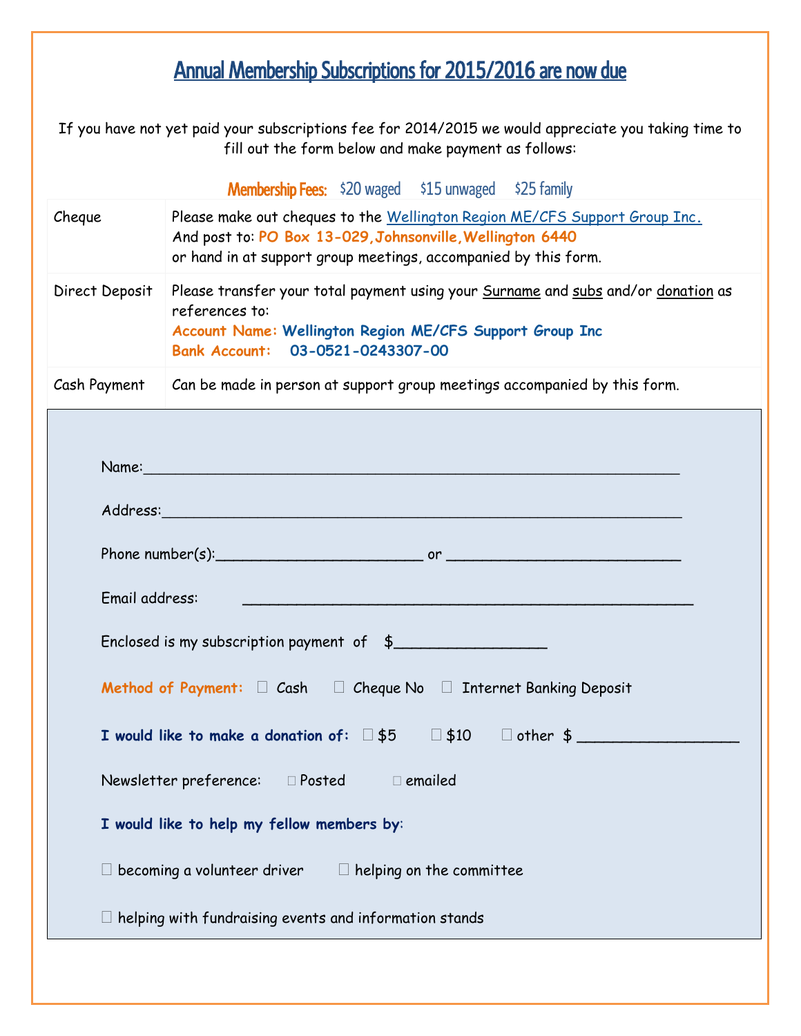# Annual Membership Subscriptions for 2015/2016 are now due

If you have not yet paid your subscriptions fee for 2014/2015 we would appreciate you taking time to fill out the form below and make payment as follows:

**Membership Fees:** $20 waged $15 unwaged $25 family

| | |
|---|---|
| Cheque | Please make out cheques to the Wellington Region ME/CFS Support Group Inc. And post to: **PO Box 13-029, Johnsonville, Wellington 6440** or hand in at support group meetings, accompanied by this form. |
| Direct Deposit | Please transfer your total payment using your Surname and subs and/or donation as references to: **Account Name: Wellington Region ME/CFS Support Group Inc** **Bank Account: 03-0521-0243307-00** |
| Cash Payment | Can be made in person at support group meetings accompanied by this form. |

Name:_______________________________________________________________

Address:_____________________________________________________________

Phone number(s):________________________ or ___________________________

Email address: ____________________________________________________

Enclosed is my subscription payment of $_________________

**Method of Payment:** ☐ Cash ☐ Cheque No ☐ Internet Banking Deposit

**I would like to make a donation of:** ☐ $5 ☐ $10 ☐ other $ __________________

Newsletter preference: ☐ Posted ☐ emailed

**I would like to help my fellow members by:**

☐ becoming a volunteer driver ☐ helping on the committee

☐ helping with fundraising events and information stands